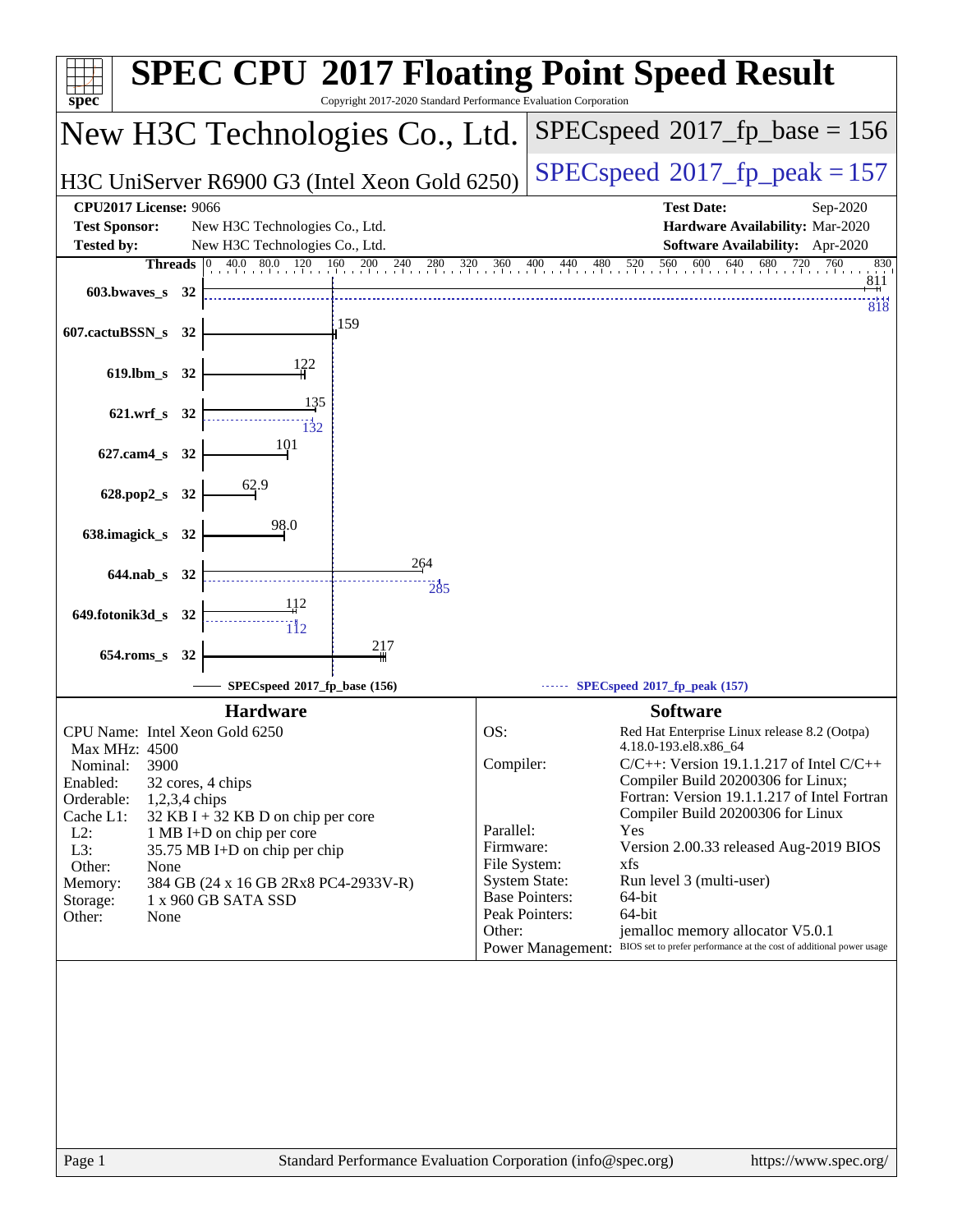# SPEC CPU 2017 Floating Point Speed Result

Copyright 2017-2020 Standard Performance Evaluation Corporation

## New H3C Technologies Co., Ltd.

**H3C UniServer R6900 G3 (Intel Xeon Gold 6250)**

SPECspeed 2017_fp_base = 156

SPECspeed 2017_fp_peak = 157

| | | | |
|---|---|---|---|
| **CPU2017 License:** | 9066 | **Test Date:** | Sep-2020 |
| **Test Sponsor:** | New H3C Technologies Co., Ltd. | **Hardware Availability:** | Mar-2020 |
| **Tested by:** | New H3C Technologies Co., Ltd. | **Software Availability:** | Apr-2020 |

| Benchmark | Threads | Base | Peak |
|---|---|---|---|
| 603.bwaves_s | 32 | 811 | 818 |
| 607.cactuBSSN_s | 32 | 159 | |
| 619.lbm_s | 32 | 122 | |
| 621.wrf_s | 32 | 135 | 132 |
| 627.cam4_s | 32 | 101 | |
| 628.pop2_s | 32 | 62.9 | |
| 638.imagick_s | 32 | 98.0 | |
| 644.nab_s | 32 | 264 | 285 |
| 649.fotonik3d_s | 32 | 112 | 112 |
| 654.roms_s | 32 | 217 | |

SPECspeed 2017_fp_base (156) — SPECspeed 2017_fp_peak (157)

### Hardware

| | |
|---|---|
| CPU Name: | Intel Xeon Gold 6250 |
| Max MHz: | 4500 |
| Nominal: | 3900 |
| Enabled: | 32 cores, 4 chips |
| Orderable: | 1,2,3,4 chips |
| Cache L1: | 32 KB I + 32 KB D on chip per core |
| L2: | 1 MB I+D on chip per core |
| L3: | 35.75 MB I+D on chip per chip |
| Other: | None |
| Memory: | 384 GB (24 x 16 GB 2Rx8 PC4-2933V-R) |
| Storage: | 1 x 960 GB SATA SSD |
| Other: | None |

### Software

| | |
|---|---|
| OS: | Red Hat Enterprise Linux release 8.2 (Ootpa) 4.18.0-193.el8.x86_64 |
| Compiler: | C/C++: Version 19.1.1.217 of Intel C/C++ Compiler Build 20200306 for Linux; Fortran: Version 19.1.1.217 of Intel Fortran Compiler Build 20200306 for Linux |
| Parallel: | Yes |
| Firmware: | Version 2.00.33 released Aug-2019 BIOS |
| File System: | xfs |
| System State: | Run level 3 (multi-user) |
| Base Pointers: | 64-bit |
| Peak Pointers: | 64-bit |
| Other: | jemalloc memory allocator V5.0.1 |
| Power Management: | BIOS set to prefer performance at the cost of additional power usage |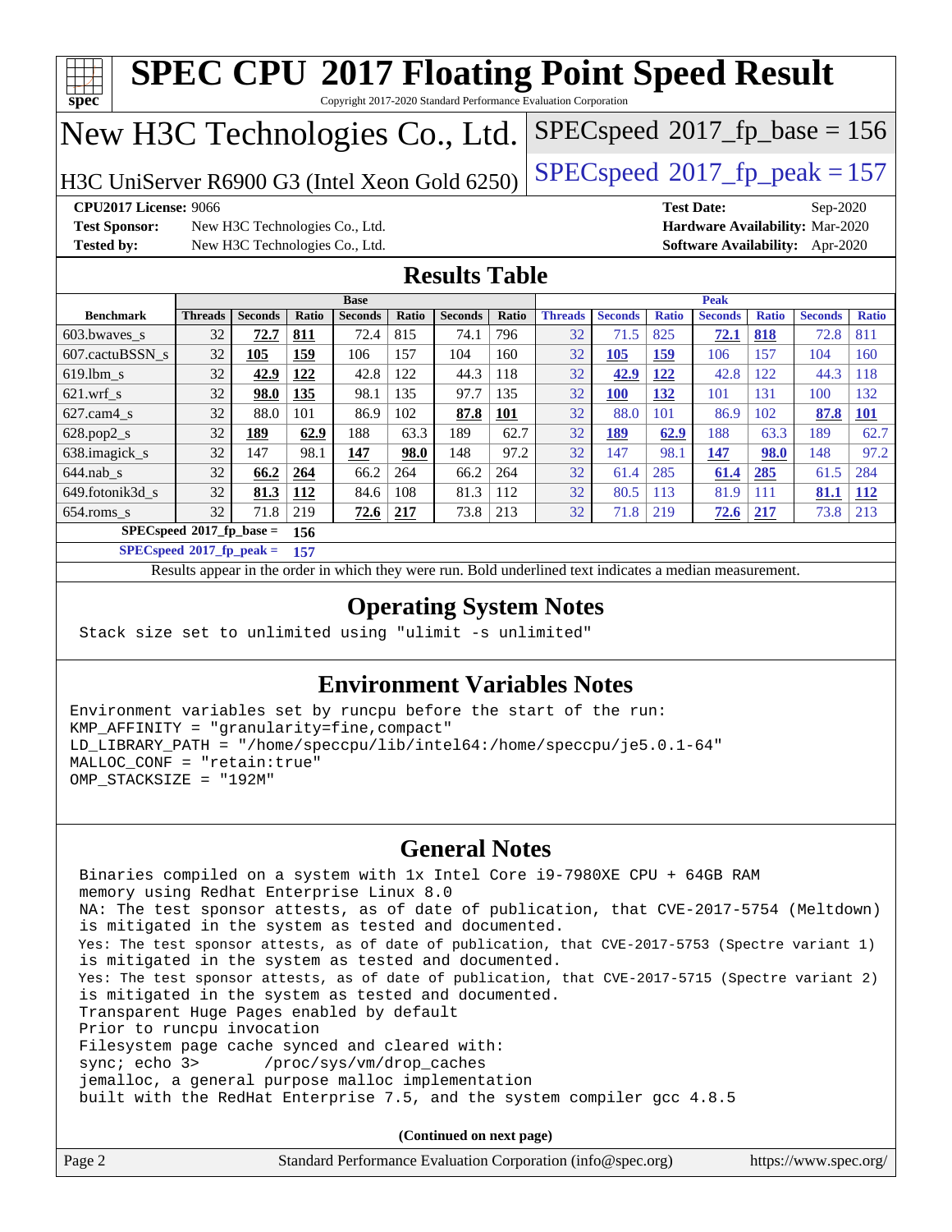# SPEC CPU 2017 Floating Point Speed Result

Copyright 2017-2020 Standard Performance Evaluation Corporation

## New H3C Technologies Co., Ltd.

H3C UniServer R6900 G3 (Intel Xeon Gold 6250)

SPECspeed 2017_fp_base = 156

SPECspeed 2017_fp_peak = 157

**CPU2017 License:** 9066
**Test Sponsor:** New H3C Technologies Co., Ltd.
**Tested by:** New H3C Technologies Co., Ltd.

**Test Date:** Sep-2020
**Hardware Availability:** Mar-2020
**Software Availability:** Apr-2020

## Results Table

| | Base | | | | | | | Peak | | | | | | |
|---|---|---|---|---|---|---|---|---|---|---|---|---|---|---|
| **Benchmark** | **Threads** | **Seconds** | **Ratio** | **Seconds** | **Ratio** | **Seconds** | **Ratio** | **Threads** | **Seconds** | **Ratio** | **Seconds** | **Ratio** | **Seconds** | **Ratio** |
| 603.bwaves_s | 32 | **72.7** | **811** | 72.4 | 815 | 74.1 | 796 | 32 | 71.5 | 825 | **72.1** | **818** | 72.8 | 811 |
| 607.cactuBSSN_s | 32 | **105** | **159** | 106 | 157 | 104 | 160 | 32 | **105** | **159** | 106 | 157 | 104 | 160 |
| 619.lbm_s | 32 | **42.9** | **122** | 42.8 | 122 | 44.3 | 118 | 32 | **42.9** | **122** | 42.8 | 122 | 44.3 | 118 |
| 621.wrf_s | 32 | **98.0** | **135** | 98.1 | 135 | 97.7 | 135 | 32 | **100** | **132** | 101 | 131 | 100 | 132 |
| 627.cam4_s | 32 | 88.0 | 101 | 86.9 | 102 | **87.8** | **101** | 32 | 88.0 | 101 | 86.9 | 102 | **87.8** | **101** |
| 628.pop2_s | 32 | **189** | **62.9** | 188 | 63.3 | 189 | 62.7 | 32 | **189** | **62.9** | 188 | 63.3 | 189 | 62.7 |
| 638.imagick_s | 32 | 147 | 98.1 | **147** | **98.0** | 148 | 97.2 | 32 | 147 | 98.1 | **147** | **98.0** | 148 | 97.2 |
| 644.nab_s | 32 | **66.2** | **264** | 66.2 | 264 | 66.2 | 264 | 32 | 61.4 | 285 | **61.4** | **285** | 61.5 | 284 |
| 649.fotonik3d_s | 32 | **81.3** | **112** | 84.6 | 108 | 81.3 | 112 | 32 | 80.5 | 113 | 81.9 | 111 | **81.1** | **112** |
| 654.roms_s | 32 | 71.8 | 219 | **72.6** | **217** | 73.8 | 213 | 32 | 71.8 | 219 | **72.6** | **217** | 73.8 | 213 |

**SPECspeed 2017_fp_base = 156**

**SPECspeed 2017_fp_peak = 157**

Results appear in the order in which they were run. Bold underlined text indicates a median measurement.

## Operating System Notes

```
Stack size set to unlimited using "ulimit -s unlimited"
```

## Environment Variables Notes

```
Environment variables set by runcpu before the start of the run:
KMP_AFFINITY = "granularity=fine,compact"
LD_LIBRARY_PATH = "/home/speccpu/lib/intel64:/home/speccpu/je5.0.1-64"
MALLOC_CONF = "retain:true"
OMP_STACKSIZE = "192M"
```

## General Notes

```
Binaries compiled on a system with 1x Intel Core i9-7980XE CPU + 64GB RAM
memory using Redhat Enterprise Linux 8.0
NA: The test sponsor attests, as of date of publication, that CVE-2017-5754 (Meltdown)
is mitigated in the system as tested and documented.
Yes: The test sponsor attests, as of date of publication, that CVE-2017-5753 (Spectre variant 1)
is mitigated in the system as tested and documented.
Yes: The test sponsor attests, as of date of publication, that CVE-2017-5715 (Spectre variant 2)
is mitigated in the system as tested and documented.
Transparent Huge Pages enabled by default
Prior to runcpu invocation
Filesystem page cache synced and cleared with:
sync; echo 3>       /proc/sys/vm/drop_caches
jemalloc, a general purpose malloc implementation
built with the RedHat Enterprise 7.5, and the system compiler gcc 4.8.5
```

**(Continued on next page)**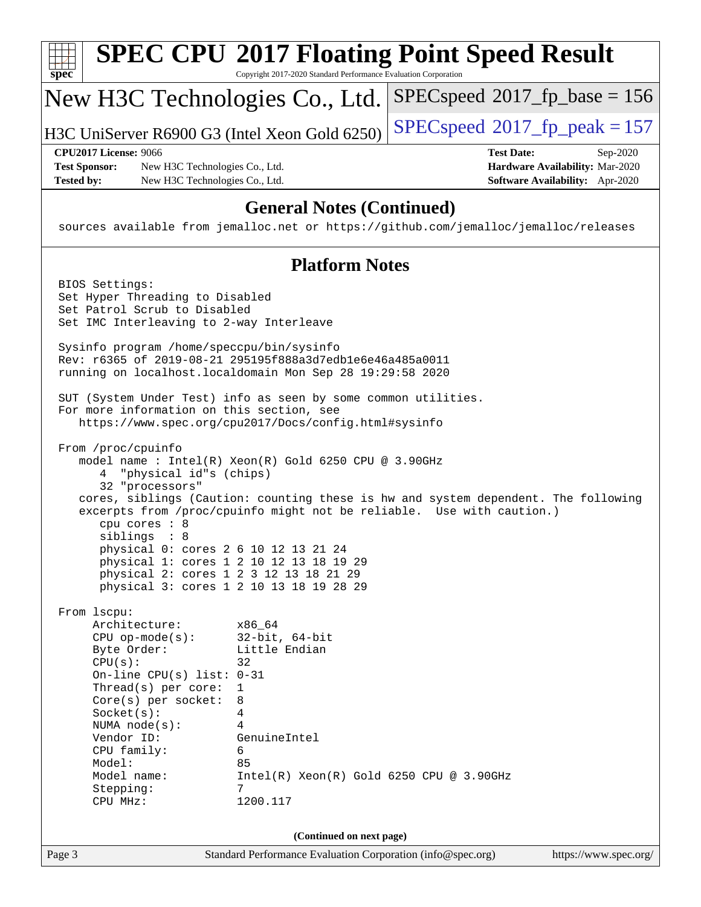# SPEC CPU 2017 Floating Point Speed Result

Copyright 2017-2020 Standard Performance Evaluation Corporation

## New H3C Technologies Co., Ltd.

H3C UniServer R6900 G3 (Intel Xeon Gold 6250)

SPECspeed 2017_fp_base = 156

SPECspeed 2017_fp_peak = 157

| | | | |
|---|---|---|---|
| **CPU2017 License:** | 9066 | **Test Date:** | Sep-2020 |
| **Test Sponsor:** | New H3C Technologies Co., Ltd. | **Hardware Availability:** | Mar-2020 |
| **Tested by:** | New H3C Technologies Co., Ltd. | **Software Availability:** | Apr-2020 |

### General Notes (Continued)

```
sources available from jemalloc.net or https://github.com/jemalloc/jemalloc/releases
```

### Platform Notes

```
BIOS Settings:
Set Hyper Threading to Disabled
Set Patrol Scrub to Disabled
Set IMC Interleaving to 2-way Interleave

Sysinfo program /home/speccpu/bin/sysinfo
Rev: r6365 of 2019-08-21 295195f888a3d7edb1e6e46a485a0011
running on localhost.localdomain Mon Sep 28 19:29:58 2020

SUT (System Under Test) info as seen by some common utilities.
For more information on this section, see
   https://www.spec.org/cpu2017/Docs/config.html#sysinfo

From /proc/cpuinfo
   model name : Intel(R) Xeon(R) Gold 6250 CPU @ 3.90GHz
      4  "physical id"s (chips)
      32 "processors"
   cores, siblings (Caution: counting these is hw and system dependent. The following
   excerpts from /proc/cpuinfo might not be reliable.  Use with caution.)
      cpu cores : 8
      siblings  : 8
      physical 0: cores 2 6 10 12 13 21 24
      physical 1: cores 1 2 10 12 13 18 19 29
      physical 2: cores 1 2 3 12 13 18 21 29
      physical 3: cores 1 2 10 13 18 19 28 29

From lscpu:
     Architecture:        x86_64
     CPU op-mode(s):      32-bit, 64-bit
     Byte Order:          Little Endian
     CPU(s):              32
     On-line CPU(s) list: 0-31
     Thread(s) per core:  1
     Core(s) per socket:  8
     Socket(s):           4
     NUMA node(s):        4
     Vendor ID:           GenuineIntel
     CPU family:          6
     Model:               85
     Model name:          Intel(R) Xeon(R) Gold 6250 CPU @ 3.90GHz
     Stepping:            7
     CPU MHz:             1200.117
```

(Continued on next page)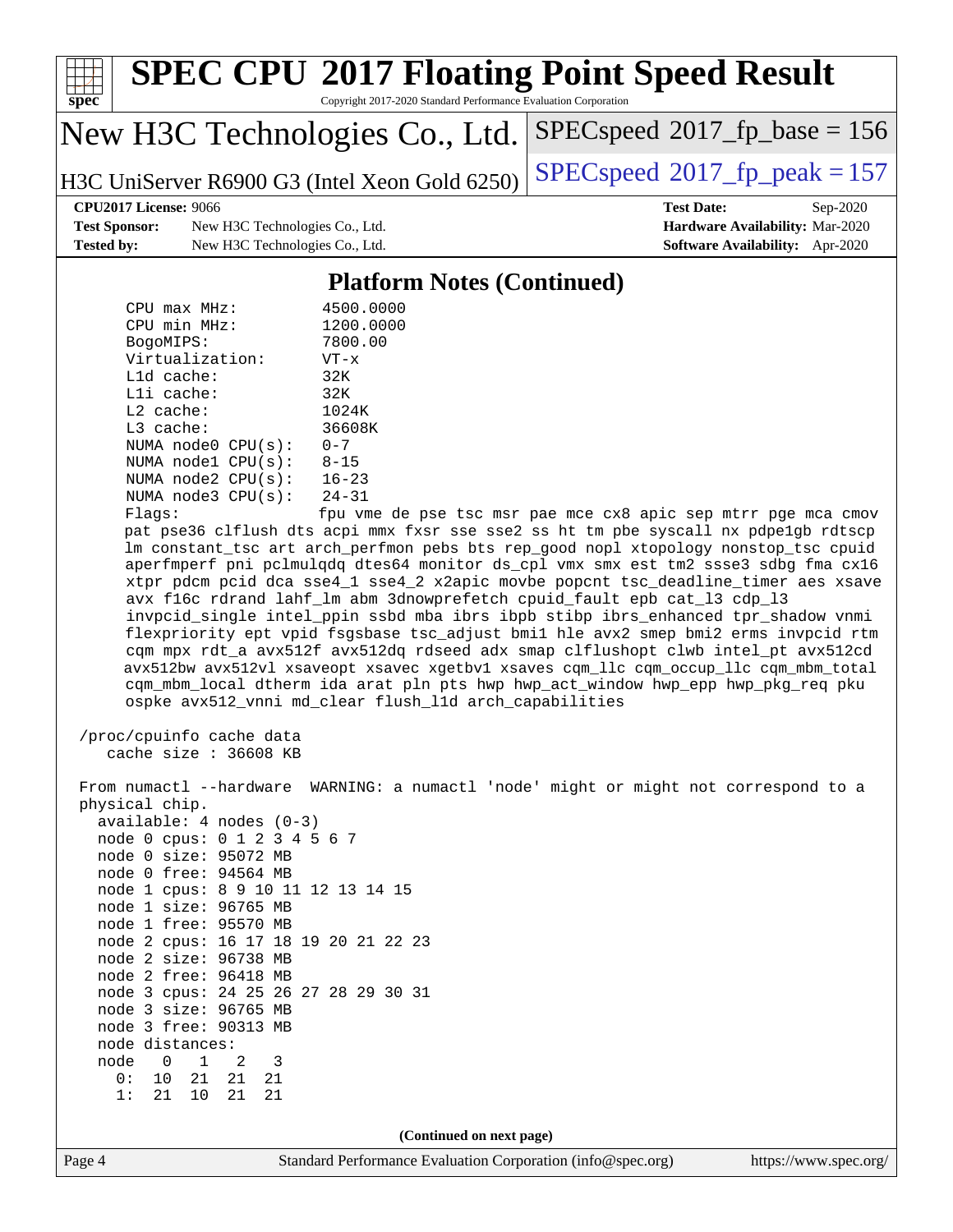# SPEC CPU 2017 Floating Point Speed Result

Copyright 2017-2020 Standard Performance Evaluation Corporation

## New H3C Technologies Co., Ltd.

H3C UniServer R6900 G3 (Intel Xeon Gold 6250)

SPECspeed 2017_fp_base = 156

SPECspeed 2017_fp_peak = 157

**CPU2017 License:** 9066
**Test Sponsor:** New H3C Technologies Co., Ltd.
**Tested by:** New H3C Technologies Co., Ltd.
**Test Date:** Sep-2020
**Hardware Availability:** Mar-2020
**Software Availability:** Apr-2020

### Platform Notes (Continued)

```
     CPU max MHz:          4500.0000
     CPU min MHz:          1200.0000
     BogoMIPS:             7800.00
     Virtualization:       VT-x
     L1d cache:            32K
     L1i cache:            32K
     L2 cache:             1024K
     L3 cache:             36608K
     NUMA node0 CPU(s):    0-7
     NUMA node1 CPU(s):    8-15
     NUMA node2 CPU(s):    16-23
     NUMA node3 CPU(s):    24-31
     Flags:                fpu vme de pse tsc msr pae mce cx8 apic sep mtrr pge mca cmov
     pat pse36 clflush dts acpi mmx fxsr sse sse2 ss ht tm pbe syscall nx pdpe1gb rdtscp
     lm constant_tsc art arch_perfmon pebs bts rep_good nopl xtopology nonstop_tsc cpuid
     aperfmperf pni pclmulqdq dtes64 monitor ds_cpl vmx smx est tm2 ssse3 sdbg fma cx16
     xtpr pdcm pcid dca sse4_1 sse4_2 x2apic movbe popcnt tsc_deadline_timer aes xsave
     avx f16c rdrand lahf_lm abm 3dnowprefetch cpuid_fault epb cat_l3 cdp_l3
     invpcid_single intel_ppin ssbd mba ibrs ibpb stibp ibrs_enhanced tpr_shadow vnmi
     flexpriority ept vpid fsgsbase tsc_adjust bmi1 hle avx2 smep bmi2 erms invpcid rtm
     cqm mpx rdt_a avx512f avx512dq rdseed adx smap clflushopt clwb intel_pt avx512cd
     avx512bw avx512vl xsaveopt xsavec xgetbv1 xsaves cqm_llc cqm_occup_llc cqm_mbm_total
     cqm_mbm_local dtherm ida arat pln pts hwp hwp_act_window hwp_epp hwp_pkg_req pku
     ospke avx512_vnni md_clear flush_l1d arch_capabilities

 /proc/cpuinfo cache data
    cache size : 36608 KB

 From numactl --hardware  WARNING: a numactl 'node' might or might not correspond to a
 physical chip.
   available: 4 nodes (0-3)
   node 0 cpus: 0 1 2 3 4 5 6 7
   node 0 size: 95072 MB
   node 0 free: 94564 MB
   node 1 cpus: 8 9 10 11 12 13 14 15
   node 1 size: 96765 MB
   node 1 free: 95570 MB
   node 2 cpus: 16 17 18 19 20 21 22 23
   node 2 size: 96738 MB
   node 2 free: 96418 MB
   node 3 cpus: 24 25 26 27 28 29 30 31
   node 3 size: 96765 MB
   node 3 free: 90313 MB
   node distances:
   node   0   1   2   3
     0:  10  21  21  21
     1:  21  10  21  21
```

(Continued on next page)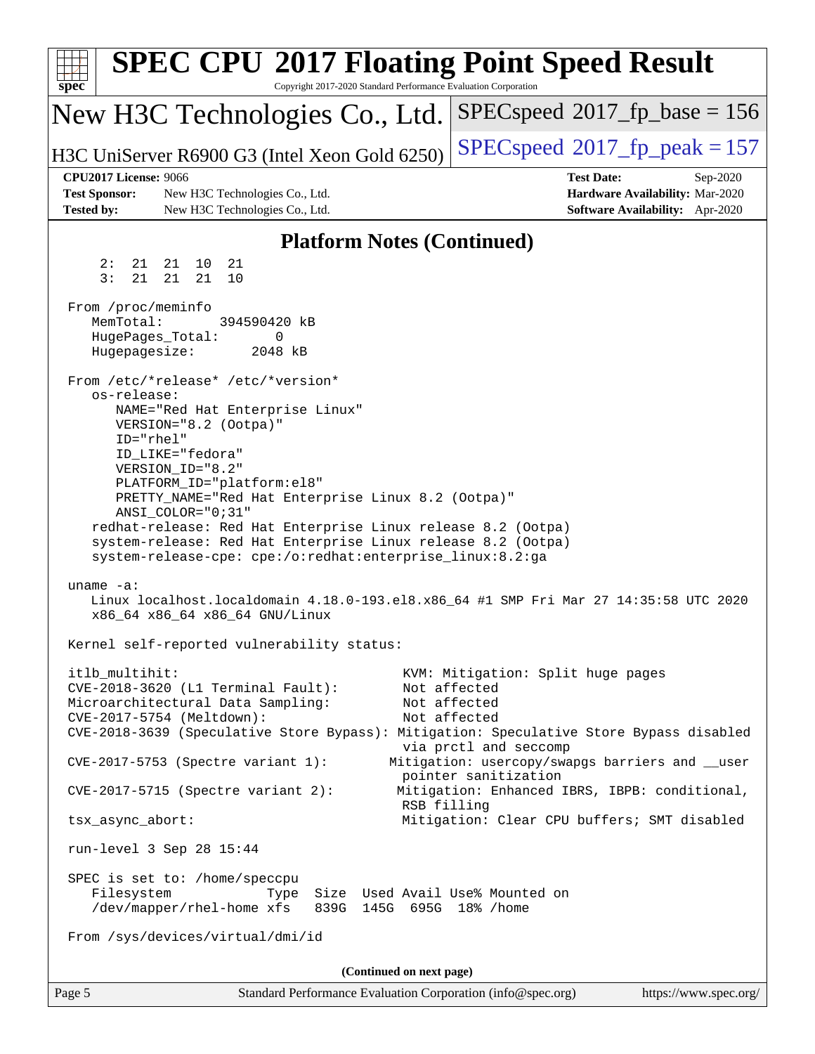# SPEC CPU 2017 Floating Point Speed Result

Copyright 2017-2020 Standard Performance Evaluation Corporation

**New H3C Technologies Co., Ltd.**

**H3C UniServer R6900 G3 (Intel Xeon Gold 6250)**

SPECspeed 2017_fp_base = 156

SPECspeed 2017_fp_peak = 157

**CPU2017 License:** 9066
**Test Sponsor:** New H3C Technologies Co., Ltd.
**Tested by:** New H3C Technologies Co., Ltd.

**Test Date:** Sep-2020
**Hardware Availability:** Mar-2020
**Software Availability:** Apr-2020

## Platform Notes (Continued)

```
     2:  21  21  10  21
     3:  21  21  21  10

 From /proc/meminfo
    MemTotal:       394590420 kB
    HugePages_Total:       0
    Hugepagesize:       2048 kB

 From /etc/*release* /etc/*version*
    os-release:
       NAME="Red Hat Enterprise Linux"
       VERSION="8.2 (Ootpa)"
       ID="rhel"
       ID_LIKE="fedora"
       VERSION_ID="8.2"
       PLATFORM_ID="platform:el8"
       PRETTY_NAME="Red Hat Enterprise Linux 8.2 (Ootpa)"
       ANSI_COLOR="0;31"
    redhat-release: Red Hat Enterprise Linux release 8.2 (Ootpa)
    system-release: Red Hat Enterprise Linux release 8.2 (Ootpa)
    system-release-cpe: cpe:/o:redhat:enterprise_linux:8.2:ga

 uname -a:
    Linux localhost.localdomain 4.18.0-193.el8.x86_64 #1 SMP Fri Mar 27 14:35:58 UTC 2020
    x86_64 x86_64 x86_64 GNU/Linux

 Kernel self-reported vulnerability status:

 itlb_multihit:                                         KVM: Mitigation: Split huge pages
 CVE-2018-3620 (L1 Terminal Fault):                     Not affected
 Microarchitectural Data Sampling:                      Not affected
 CVE-2017-5754 (Meltdown):                              Not affected
 CVE-2018-3639 (Speculative Store Bypass): Mitigation: Speculative Store Bypass disabled
                                                        via prctl and seccomp
 CVE-2017-5753 (Spectre variant 1):                   Mitigation: usercopy/swapgs barriers and __user
                                                        pointer sanitization
 CVE-2017-5715 (Spectre variant 2):                    Mitigation: Enhanced IBRS, IBPB: conditional,
                                                        RSB filling
 tsx_async_abort:                                       Mitigation: Clear CPU buffers; SMT disabled

 run-level 3 Sep 28 15:44

 SPEC is set to: /home/speccpu
    Filesystem             Type  Size  Used Avail Use% Mounted on
    /dev/mapper/rhel-home xfs    839G  145G  695G  18% /home

 From /sys/devices/virtual/dmi/id
```

(Continued on next page)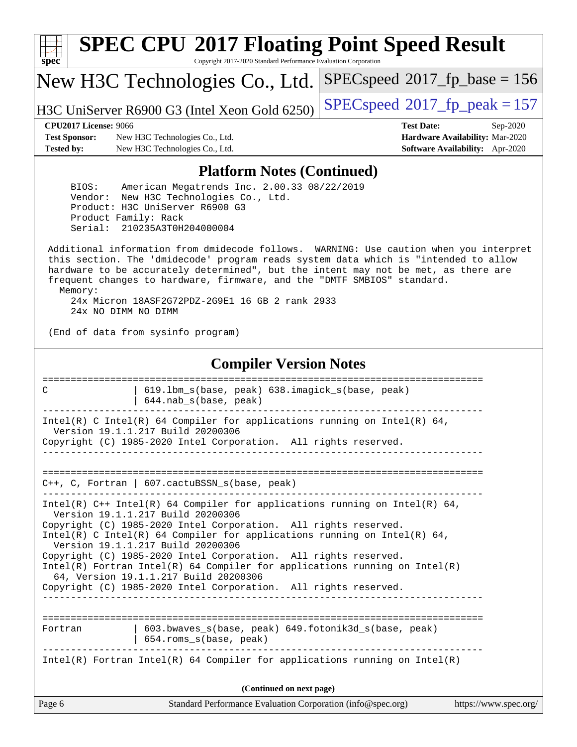## Platform Notes (Continued)

```
    BIOS:    American Megatrends Inc. 2.00.33 08/22/2019
    Vendor:  New H3C Technologies Co., Ltd.
    Product: H3C UniServer R6900 G3
    Product Family: Rack
    Serial:  210235A3T0H204000004

 Additional information from dmidecode follows.  WARNING: Use caution when you interpret
 this section. The 'dmidecode' program reads system data which is "intended to allow
 hardware to be accurately determined", but the intent may not be met, as there are
 frequent changes to hardware, firmware, and the "DMTF SMBIOS" standard.
   Memory:
     24x Micron 18ASF2G72PDZ-2G9E1 16 GB 2 rank 2933
     24x NO DIMM NO DIMM

 (End of data from sysinfo program)
```

## Compiler Version Notes

```
==============================================================================
C               | 619.lbm_s(base, peak) 638.imagick_s(base, peak)
                | 644.nab_s(base, peak)
------------------------------------------------------------------------------
Intel(R) C Intel(R) 64 Compiler for applications running on Intel(R) 64,
  Version 19.1.1.217 Build 20200306
Copyright (C) 1985-2020 Intel Corporation.  All rights reserved.
------------------------------------------------------------------------------

==============================================================================
C++, C, Fortran | 607.cactuBSSN_s(base, peak)
------------------------------------------------------------------------------
Intel(R) C++ Intel(R) 64 Compiler for applications running on Intel(R) 64,
  Version 19.1.1.217 Build 20200306
Copyright (C) 1985-2020 Intel Corporation.  All rights reserved.
Intel(R) C Intel(R) 64 Compiler for applications running on Intel(R) 64,
  Version 19.1.1.217 Build 20200306
Copyright (C) 1985-2020 Intel Corporation.  All rights reserved.
Intel(R) Fortran Intel(R) 64 Compiler for applications running on Intel(R)
  64, Version 19.1.1.217 Build 20200306
Copyright (C) 1985-2020 Intel Corporation.  All rights reserved.
------------------------------------------------------------------------------

==============================================================================
Fortran         | 603.bwaves_s(base, peak) 649.fotonik3d_s(base, peak)
                | 654.roms_s(base, peak)
------------------------------------------------------------------------------
Intel(R) Fortran Intel(R) 64 Compiler for applications running on Intel(R)
```

**(Continued on next page)**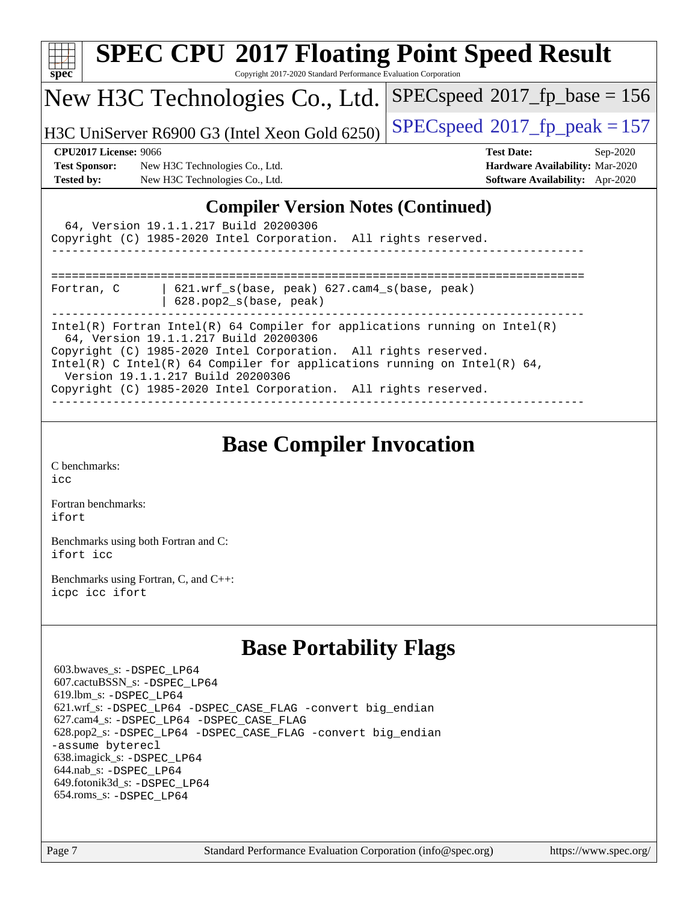# SPEC CPU 2017 Floating Point Speed Result

Copyright 2017-2020 Standard Performance Evaluation Corporation

## New H3C Technologies Co., Ltd.

H3C UniServer R6900 G3 (Intel Xeon Gold 6250)

SPECspeed 2017_fp_base = 156

SPECspeed 2017_fp_peak = 157

**CPU2017 License:** 9066
**Test Sponsor:** New H3C Technologies Co., Ltd.
**Tested by:** New H3C Technologies Co., Ltd.

**Test Date:** Sep-2020
**Hardware Availability:** Mar-2020
**Software Availability:** Apr-2020

## Compiler Version Notes (Continued)

```
  64, Version 19.1.1.217 Build 20200306
Copyright (C) 1985-2020 Intel Corporation.  All rights reserved.
------------------------------------------------------------------------------

==============================================================================
Fortran, C      | 621.wrf_s(base, peak) 627.cam4_s(base, peak)
                | 628.pop2_s(base, peak)
------------------------------------------------------------------------------
Intel(R) Fortran Intel(R) 64 Compiler for applications running on Intel(R)
  64, Version 19.1.1.217 Build 20200306
Copyright (C) 1985-2020 Intel Corporation.  All rights reserved.
Intel(R) C Intel(R) 64 Compiler for applications running on Intel(R) 64,
  Version 19.1.1.217 Build 20200306
Copyright (C) 1985-2020 Intel Corporation.  All rights reserved.
------------------------------------------------------------------------------
```

## Base Compiler Invocation

C benchmarks:
icc

Fortran benchmarks:
ifort

Benchmarks using both Fortran and C:
ifort icc

Benchmarks using Fortran, C, and C++:
icpc icc ifort

## Base Portability Flags

603.bwaves_s: -DSPEC_LP64
607.cactuBSSN_s: -DSPEC_LP64
619.lbm_s: -DSPEC_LP64
621.wrf_s: -DSPEC_LP64 -DSPEC_CASE_FLAG -convert big_endian
627.cam4_s: -DSPEC_LP64 -DSPEC_CASE_FLAG
628.pop2_s: -DSPEC_LP64 -DSPEC_CASE_FLAG -convert big_endian -assume byterecl
638.imagick_s: -DSPEC_LP64
644.nab_s: -DSPEC_LP64
649.fotonik3d_s: -DSPEC_LP64
654.roms_s: -DSPEC_LP64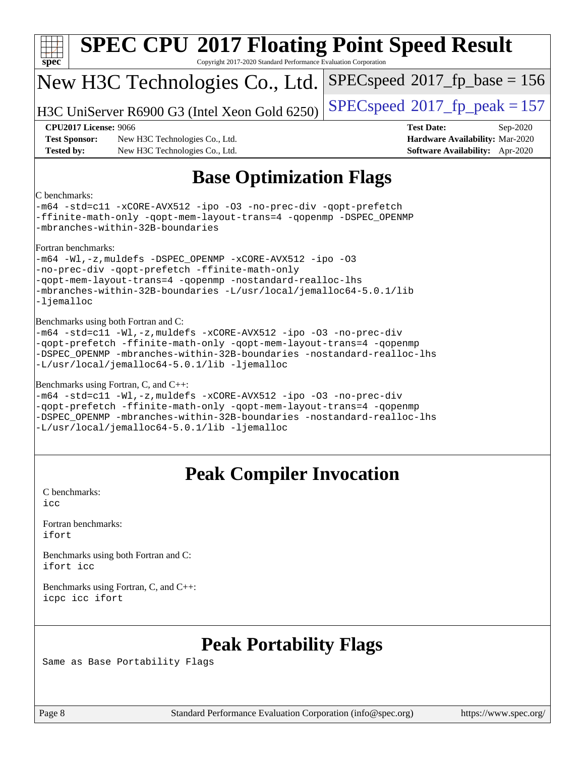# SPEC CPU 2017 Floating Point Speed Result

Copyright 2017-2020 Standard Performance Evaluation Corporation

## New H3C Technologies Co., Ltd.

H3C UniServer R6900 G3 (Intel Xeon Gold 6250)

SPECspeed 2017_fp_base = 156

SPECspeed 2017_fp_peak = 157

**CPU2017 License:** 9066
**Test Sponsor:** New H3C Technologies Co., Ltd.
**Tested by:** New H3C Technologies Co., Ltd.

**Test Date:** Sep-2020
**Hardware Availability:** Mar-2020
**Software Availability:** Apr-2020

## Base Optimization Flags

C benchmarks:

```
-m64 -std=c11 -xCORE-AVX512 -ipo -O3 -no-prec-div -qopt-prefetch
-ffinite-math-only -qopt-mem-layout-trans=4 -qopenmp -DSPEC_OPENMP
-mbranches-within-32B-boundaries
```

Fortran benchmarks:

```
-m64 -Wl,-z,muldefs -DSPEC_OPENMP -xCORE-AVX512 -ipo -O3
-no-prec-div -qopt-prefetch -ffinite-math-only
-qopt-mem-layout-trans=4 -qopenmp -nostandard-realloc-lhs
-mbranches-within-32B-boundaries -L/usr/local/jemalloc64-5.0.1/lib
-ljemalloc
```

Benchmarks using both Fortran and C:

```
-m64 -std=c11 -Wl,-z,muldefs -xCORE-AVX512 -ipo -O3 -no-prec-div
-qopt-prefetch -ffinite-math-only -qopt-mem-layout-trans=4 -qopenmp
-DSPEC_OPENMP -mbranches-within-32B-boundaries -nostandard-realloc-lhs
-L/usr/local/jemalloc64-5.0.1/lib -ljemalloc
```

Benchmarks using Fortran, C, and C++:

```
-m64 -std=c11 -Wl,-z,muldefs -xCORE-AVX512 -ipo -O3 -no-prec-div
-qopt-prefetch -ffinite-math-only -qopt-mem-layout-trans=4 -qopenmp
-DSPEC_OPENMP -mbranches-within-32B-boundaries -nostandard-realloc-lhs
-L/usr/local/jemalloc64-5.0.1/lib -ljemalloc
```

## Peak Compiler Invocation

C benchmarks:

```
icc
```

Fortran benchmarks:

```
ifort
```

Benchmarks using both Fortran and C:

```
ifort icc
```

Benchmarks using Fortran, C, and C++:

```
icpc icc ifort
```

## Peak Portability Flags

Same as Base Portability Flags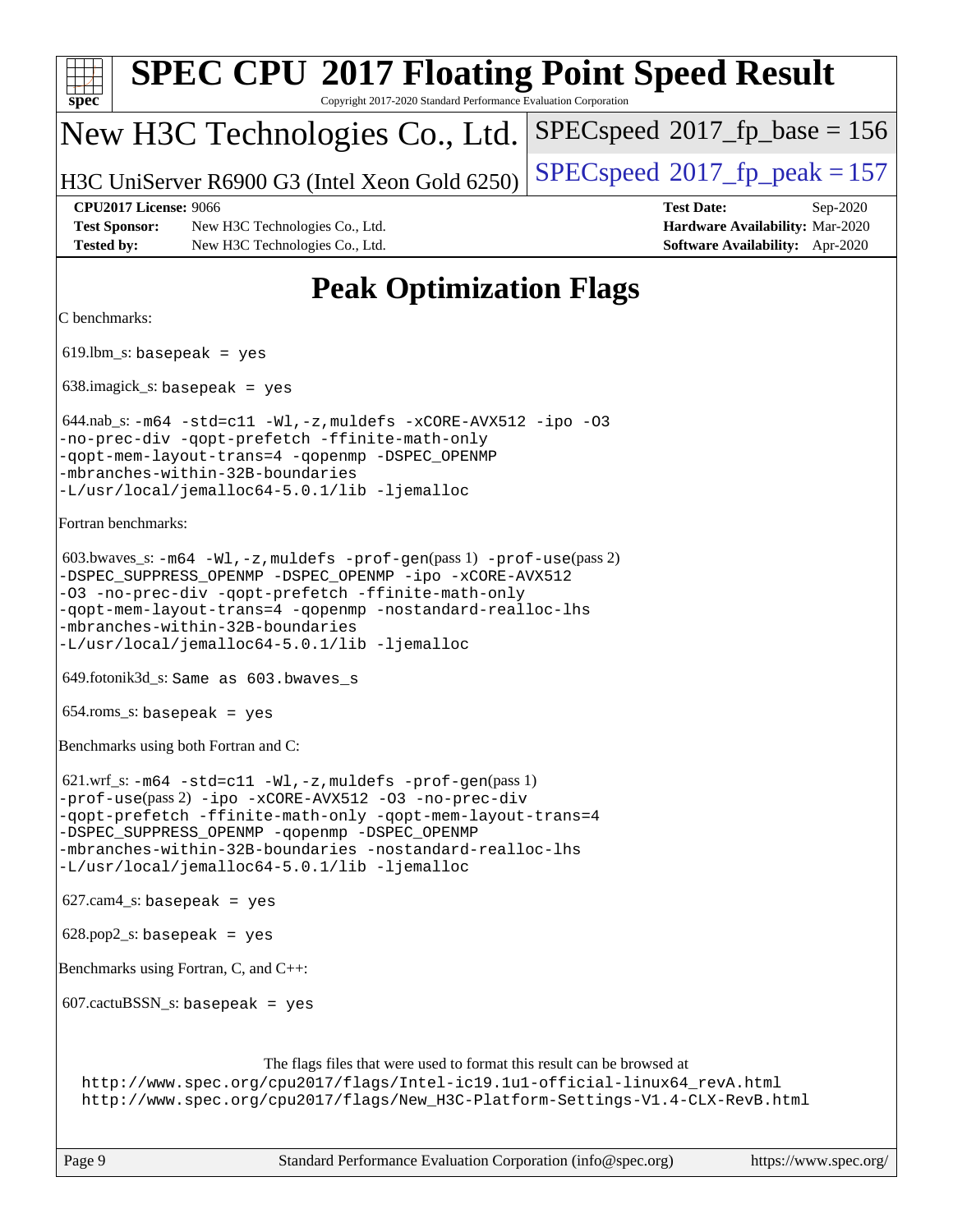# SPEC CPU 2017 Floating Point Speed Result

Copyright 2017-2020 Standard Performance Evaluation Corporation

## New H3C Technologies Co., Ltd.

H3C UniServer R6900 G3 (Intel Xeon Gold 6250)

SPECspeed 2017_fp_base = 156

SPECspeed 2017_fp_peak = 157

**CPU2017 License:** 9066
**Test Sponsor:** New H3C Technologies Co., Ltd.
**Tested by:** New H3C Technologies Co., Ltd.

**Test Date:** Sep-2020
**Hardware Availability:** Mar-2020
**Software Availability:** Apr-2020

# Peak Optimization Flags

C benchmarks:

619.lbm_s: `basepeak = yes`

638.imagick_s: `basepeak = yes`

644.nab_s: `-m64 -std=c11 -Wl,-z,muldefs -xCORE-AVX512 -ipo -O3 -no-prec-div -qopt-prefetch -ffinite-math-only -qopt-mem-layout-trans=4 -qopenmp -DSPEC_OPENMP -mbranches-within-32B-boundaries -L/usr/local/jemalloc64-5.0.1/lib -ljemalloc`

Fortran benchmarks:

603.bwaves_s: `-m64 -Wl,-z,muldefs -prof-gen`(pass 1) `-prof-use`(pass 2) `-DSPEC_SUPPRESS_OPENMP -DSPEC_OPENMP -ipo -xCORE-AVX512 -O3 -no-prec-div -qopt-prefetch -ffinite-math-only -qopt-mem-layout-trans=4 -qopenmp -nostandard-realloc-lhs -mbranches-within-32B-boundaries -L/usr/local/jemalloc64-5.0.1/lib -ljemalloc`

649.fotonik3d_s: `Same as 603.bwaves_s`

654.roms_s: `basepeak = yes`

Benchmarks using both Fortran and C:

621.wrf_s: `-m64 -std=c11 -Wl,-z,muldefs -prof-gen`(pass 1) `-prof-use`(pass 2) `-ipo -xCORE-AVX512 -O3 -no-prec-div -qopt-prefetch -ffinite-math-only -qopt-mem-layout-trans=4 -DSPEC_SUPPRESS_OPENMP -qopenmp -DSPEC_OPENMP -mbranches-within-32B-boundaries -nostandard-realloc-lhs -L/usr/local/jemalloc64-5.0.1/lib -ljemalloc`

627.cam4_s: `basepeak = yes`

628.pop2_s: `basepeak = yes`

Benchmarks using Fortran, C, and C++:

607.cactuBSSN_s: `basepeak = yes`

The flags files that were used to format this result can be browsed at
http://www.spec.org/cpu2017/flags/Intel-ic19.1u1-official-linux64_revA.html
http://www.spec.org/cpu2017/flags/New_H3C-Platform-Settings-V1.4-CLX-RevB.html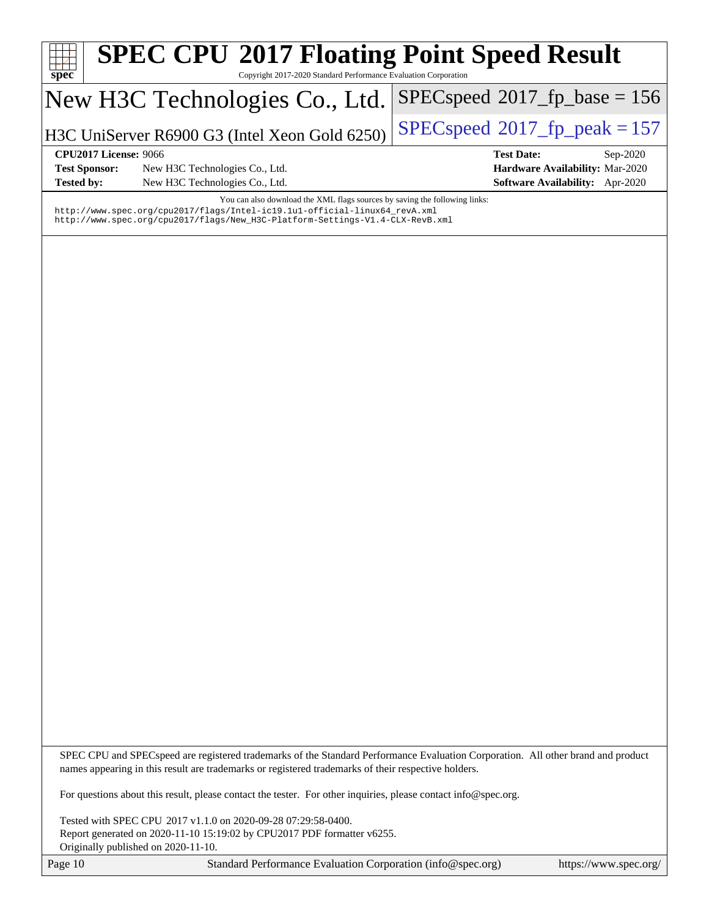You can also download the XML flags sources by saving the following links:

http://www.spec.org/cpu2017/flags/Intel-ic19.1u1-official-linux64_revA.xml
http://www.spec.org/cpu2017/flags/New_H3C-Platform-Settings-V1.4-CLX-RevB.xml

SPEC CPU and SPECspeed are registered trademarks of the Standard Performance Evaluation Corporation. All other brand and product names appearing in this result are trademarks or registered trademarks of their respective holders.

For questions about this result, please contact the tester. For other inquiries, please contact info@spec.org.

Tested with SPEC CPU 2017 v1.1.0 on 2020-09-28 07:29:58-0400.
Report generated on 2020-11-10 15:19:02 by CPU2017 PDF formatter v6255.
Originally published on 2020-11-10.